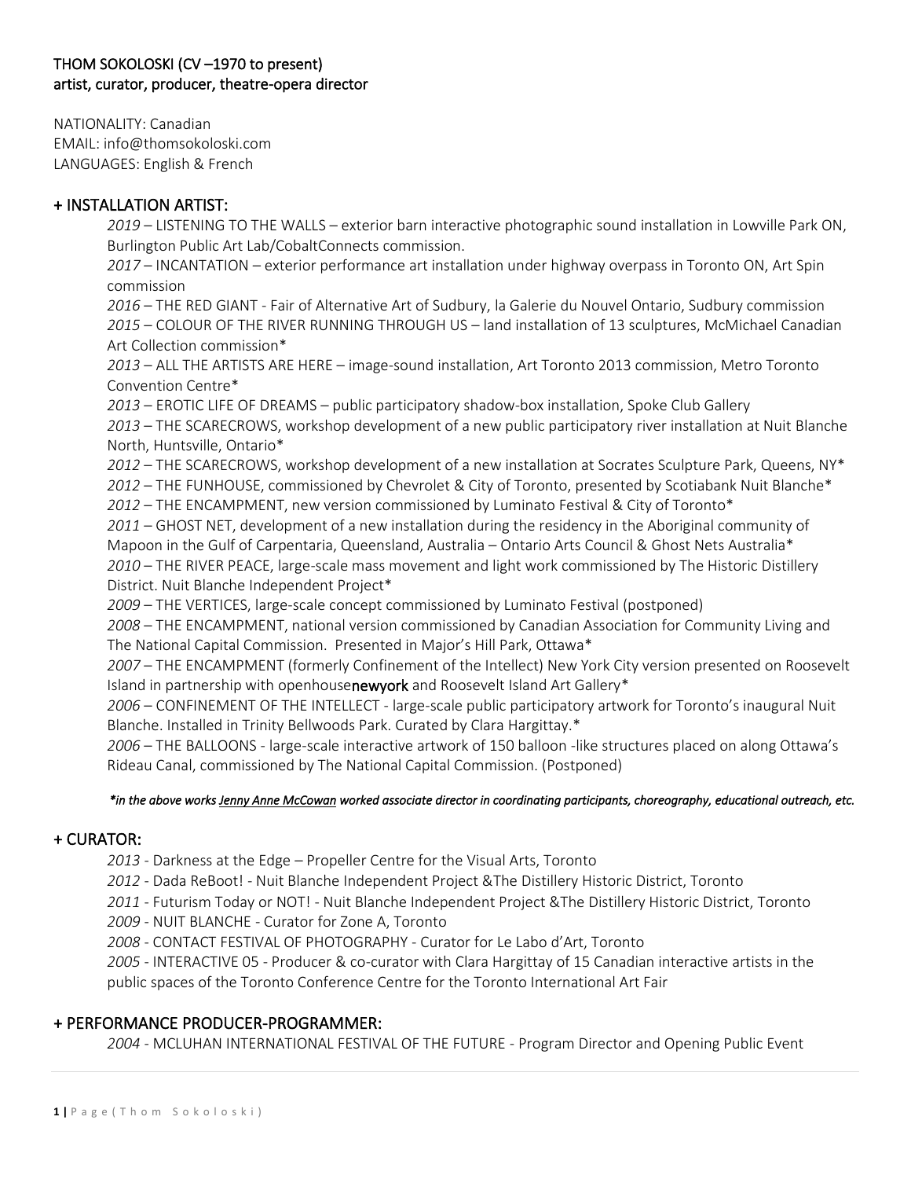**THOM SOKOLOSKI (CV –1970 to present)**
**artist, curator, producer, theatre-opera director**

NATIONALITY: Canadian
EMAIL: info@thomsokoloski.com
LANGUAGES: English & French

## + INSTALLATION ARTIST:

*2019* – LISTENING TO THE WALLS – exterior barn interactive photographic sound installation in Lowville Park ON, Burlington Public Art Lab/CobaltConnects commission.
*2017* – INCANTATION – exterior performance art installation under highway overpass in Toronto ON, Art Spin commission
*2016* – THE RED GIANT - Fair of Alternative Art of Sudbury, la Galerie du Nouvel Ontario, Sudbury commission
*2015* – COLOUR OF THE RIVER RUNNING THROUGH US – land installation of 13 sculptures, McMichael Canadian Art Collection commission*
*2013* – ALL THE ARTISTS ARE HERE – image-sound installation, Art Toronto 2013 commission, Metro Toronto Convention Centre*
*2013* – EROTIC LIFE OF DREAMS – public participatory shadow-box installation, Spoke Club Gallery
*2013* – THE SCARECROWS, workshop development of a new public participatory river installation at Nuit Blanche North, Huntsville, Ontario*
*2012* – THE SCARECROWS, workshop development of a new installation at Socrates Sculpture Park, Queens, NY*
*2012* – THE FUNHOUSE, commissioned by Chevrolet & City of Toronto, presented by Scotiabank Nuit Blanche*
*2012* – THE ENCAMPMENT, new version commissioned by Luminato Festival & City of Toronto*
*2011* – GHOST NET, development of a new installation during the residency in the Aboriginal community of Mapoon in the Gulf of Carpentaria, Queensland, Australia – Ontario Arts Council & Ghost Nets Australia*
*2010* – THE RIVER PEACE, large-scale mass movement and light work commissioned by The Historic Distillery District. Nuit Blanche Independent Project*
*2009* – THE VERTICES, large-scale concept commissioned by Luminato Festival (postponed)
*2008* – THE ENCAMPMENT, national version commissioned by Canadian Association for Community Living and The National Capital Commission. Presented in Major's Hill Park, Ottawa*
*2007* – THE ENCAMPMENT (formerly Confinement of the Intellect) New York City version presented on Roosevelt Island in partnership with openhouse**newyork** and Roosevelt Island Art Gallery*
*2006* – CONFINEMENT OF THE INTELLECT - large-scale public participatory artwork for Toronto's inaugural Nuit Blanche. Installed in Trinity Bellwoods Park. Curated by Clara Hargittay.*
*2006* – THE BALLOONS - large-scale interactive artwork of 150 balloon -like structures placed on along Ottawa's Rideau Canal, commissioned by The National Capital Commission. (Postponed)

***in the above works Jenny Anne McCowan worked associate director in coordinating participants, choreography, educational outreach, etc.***

## + CURATOR:

*2013* - Darkness at the Edge – Propeller Centre for the Visual Arts, Toronto
*2012* - Dada ReBoot! - Nuit Blanche Independent Project &The Distillery Historic District, Toronto
*2011* - Futurism Today or NOT! - Nuit Blanche Independent Project &The Distillery Historic District, Toronto
*2009* - NUIT BLANCHE - Curator for Zone A, Toronto
*2008* - CONTACT FESTIVAL OF PHOTOGRAPHY - Curator for Le Labo d'Art, Toronto
*2005* - INTERACTIVE 05 - Producer & co-curator with Clara Hargittay of 15 Canadian interactive artists in the public spaces of the Toronto Conference Centre for the Toronto International Art Fair

## + PERFORMANCE PRODUCER-PROGRAMMER:

*2004* - MCLUHAN INTERNATIONAL FESTIVAL OF THE FUTURE - Program Director and Opening Public Event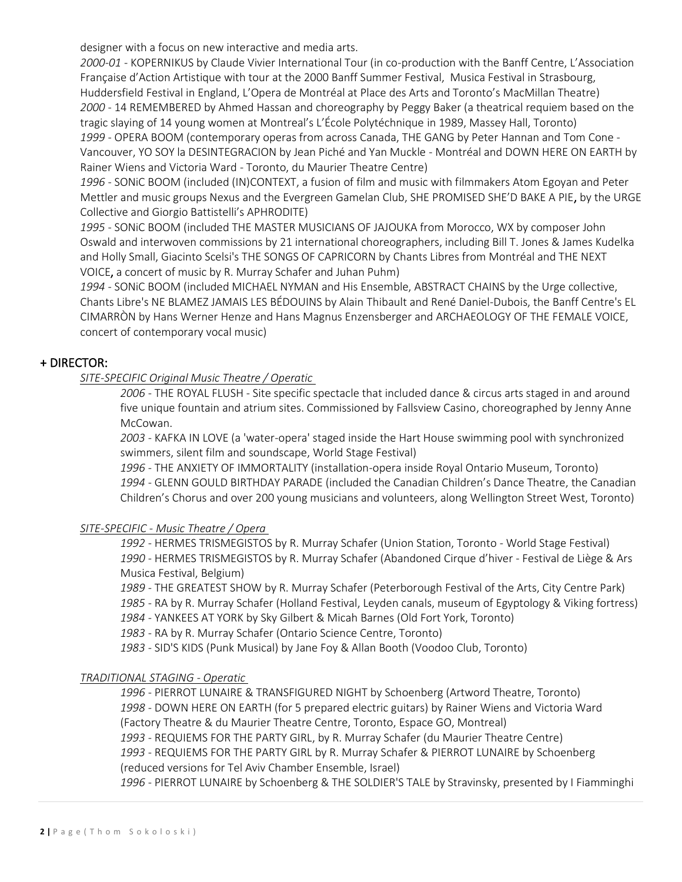designer with a focus on new interactive and media arts.

*2000-01* - KOPERNIKUS by Claude Vivier International Tour (in co-production with the Banff Centre, L'Association Française d'Action Artistique with tour at the 2000 Banff Summer Festival, Musica Festival in Strasbourg, Huddersfield Festival in England, L'Opera de Montréal at Place des Arts and Toronto's MacMillan Theatre)

*2000* - 14 REMEMBERED by Ahmed Hassan and choreography by Peggy Baker (a theatrical requiem based on the tragic slaying of 14 young women at Montreal's L'École Polytéchnique in 1989, Massey Hall, Toronto)

*1999* - OPERA BOOM (contemporary operas from across Canada, THE GANG by Peter Hannan and Tom Cone - Vancouver, YO SOY la DESINTEGRACION by Jean Piché and Yan Muckle - Montréal and DOWN HERE ON EARTH by Rainer Wiens and Victoria Ward - Toronto, du Maurier Theatre Centre)

*1996* - SONiC BOOM (included (IN)CONTEXT, a fusion of film and music with filmmakers Atom Egoyan and Peter Mettler and music groups Nexus and the Evergreen Gamelan Club, SHE PROMISED SHE'D BAKE A PIE, by the URGE Collective and Giorgio Battistelli's APHRODITE)

*1995* - SONiC BOOM (included THE MASTER MUSICIANS OF JAJOUKA from Morocco, WX by composer John Oswald and interwoven commissions by 21 international choreographers, including Bill T. Jones & James Kudelka and Holly Small, Giacinto Scelsi's THE SONGS OF CAPRICORN by Chants Libres from Montréal and THE NEXT VOICE, a concert of music by R. Murray Schafer and Juhan Puhm)

*1994* - SONiC BOOM (included MICHAEL NYMAN and His Ensemble, ABSTRACT CHAINS by the Urge collective, Chants Libre's NE BLAMEZ JAMAIS LES BÉDOUINS by Alain Thibault and René Daniel-Dubois, the Banff Centre's EL CIMARRÒN by Hans Werner Henze and Hans Magnus Enzensberger and ARCHAEOLOGY OF THE FEMALE VOICE, concert of contemporary vocal music)

## + DIRECTOR:

*SITE-SPECIFIC Original Music Theatre / Operatic*

*2006* - THE ROYAL FLUSH - Site specific spectacle that included dance & circus arts staged in and around five unique fountain and atrium sites. Commissioned by Fallsview Casino, choreographed by Jenny Anne McCowan.

*2003* - KAFKA IN LOVE (a 'water-opera' staged inside the Hart House swimming pool with synchronized swimmers, silent film and soundscape, World Stage Festival)

*1996* - THE ANXIETY OF IMMORTALITY (installation-opera inside Royal Ontario Museum, Toronto)

*1994* - GLENN GOULD BIRTHDAY PARADE (included the Canadian Children's Dance Theatre, the Canadian Children's Chorus and over 200 young musicians and volunteers, along Wellington Street West, Toronto)

*SITE-SPECIFIC - Music Theatre / Opera*

*1992* - HERMES TRISMEGISTOS by R. Murray Schafer (Union Station, Toronto - World Stage Festival)

*1990* - HERMES TRISMEGISTOS by R. Murray Schafer (Abandoned Cirque d'hiver - Festival de Liège & Ars Musica Festival, Belgium)

*1989* - THE GREATEST SHOW by R. Murray Schafer (Peterborough Festival of the Arts, City Centre Park)

*1985* - RA by R. Murray Schafer (Holland Festival, Leyden canals, museum of Egyptology & Viking fortress)

*1984* - YANKEES AT YORK by Sky Gilbert & Micah Barnes (Old Fort York, Toronto)

*1983* - RA by R. Murray Schafer (Ontario Science Centre, Toronto)

*1983* - SID'S KIDS (Punk Musical) by Jane Foy & Allan Booth (Voodoo Club, Toronto)

*TRADITIONAL STAGING - Operatic*

*1996* - PIERROT LUNAIRE & TRANSFIGURED NIGHT by Schoenberg (Artword Theatre, Toronto)

*1998* - DOWN HERE ON EARTH (for 5 prepared electric guitars) by Rainer Wiens and Victoria Ward (Factory Theatre & du Maurier Theatre Centre, Toronto, Espace GO, Montreal)

*1993* - REQUIEMS FOR THE PARTY GIRL, by R. Murray Schafer (du Maurier Theatre Centre)

*1993* - REQUIEMS FOR THE PARTY GIRL by R. Murray Schafer & PIERROT LUNAIRE by Schoenberg (reduced versions for Tel Aviv Chamber Ensemble, Israel)

*1996* - PIERROT LUNAIRE by Schoenberg & THE SOLDIER'S TALE by Stravinsky, presented by I Fiamminghi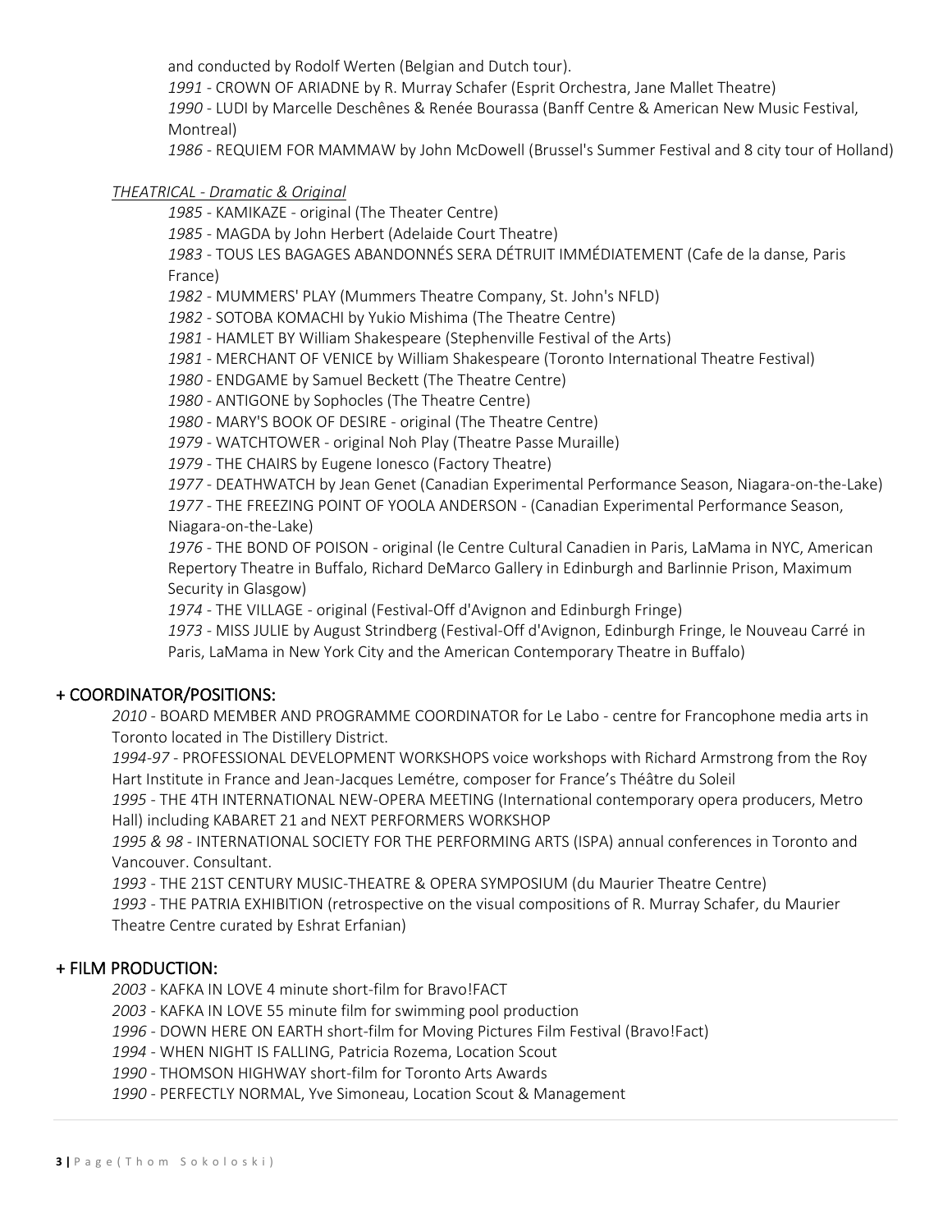and conducted by Rodolf Werten (Belgian and Dutch tour).

*1991* - CROWN OF ARIADNE by R. Murray Schafer (Esprit Orchestra, Jane Mallet Theatre)

*1990* - LUDI by Marcelle Deschênes & Renée Bourassa (Banff Centre & American New Music Festival, Montreal)

*1986* - REQUIEM FOR MAMMAW by John McDowell (Brussel's Summer Festival and 8 city tour of Holland)

*THEATRICAL - Dramatic & Original*

*1985* - KAMIKAZE - original (The Theater Centre)

*1985* - MAGDA by John Herbert (Adelaide Court Theatre)

*1983* - TOUS LES BAGAGES ABANDONNÉS SERA DÉTRUIT IMMÉDIATEMENT (Cafe de la danse, Paris France)

*1982* - MUMMERS' PLAY (Mummers Theatre Company, St. John's NFLD)

*1982* - SOTOBA KOMACHI by Yukio Mishima (The Theatre Centre)

*1981* - HAMLET BY William Shakespeare (Stephenville Festival of the Arts)

*1981* - MERCHANT OF VENICE by William Shakespeare (Toronto International Theatre Festival)

*1980* - ENDGAME by Samuel Beckett (The Theatre Centre)

*1980* - ANTIGONE by Sophocles (The Theatre Centre)

*1980* - MARY'S BOOK OF DESIRE - original (The Theatre Centre)

*1979* - WATCHTOWER - original Noh Play (Theatre Passe Muraille)

*1979* - THE CHAIRS by Eugene Ionesco (Factory Theatre)

*1977* - DEATHWATCH by Jean Genet (Canadian Experimental Performance Season, Niagara-on-the-Lake)

*1977* - THE FREEZING POINT OF YOOLA ANDERSON - (Canadian Experimental Performance Season, Niagara-on-the-Lake)

*1976* - THE BOND OF POISON - original (le Centre Cultural Canadien in Paris, LaMama in NYC, American Repertory Theatre in Buffalo, Richard DeMarco Gallery in Edinburgh and Barlinnie Prison, Maximum Security in Glasgow)

*1974* - THE VILLAGE - original (Festival-Off d'Avignon and Edinburgh Fringe)

*1973* - MISS JULIE by August Strindberg (Festival-Off d'Avignon, Edinburgh Fringe, le Nouveau Carré in Paris, LaMama in New York City and the American Contemporary Theatre in Buffalo)

## + COORDINATOR/POSITIONS:

*2010* - BOARD MEMBER AND PROGRAMME COORDINATOR for Le Labo - centre for Francophone media arts in Toronto located in The Distillery District.

*1994-97* - PROFESSIONAL DEVELOPMENT WORKSHOPS voice workshops with Richard Armstrong from the Roy Hart Institute in France and Jean-Jacques Lemétre, composer for France's Théâtre du Soleil

*1995* - THE 4TH INTERNATIONAL NEW-OPERA MEETING (International contemporary opera producers, Metro Hall) including KABARET 21 and NEXT PERFORMERS WORKSHOP

*1995 & 98* - INTERNATIONAL SOCIETY FOR THE PERFORMING ARTS (ISPA) annual conferences in Toronto and Vancouver. Consultant.

*1993* - THE 21ST CENTURY MUSIC-THEATRE & OPERA SYMPOSIUM (du Maurier Theatre Centre)

*1993* - THE PATRIA EXHIBITION (retrospective on the visual compositions of R. Murray Schafer, du Maurier Theatre Centre curated by Eshrat Erfanian)

## + FILM PRODUCTION:

*2003* - KAFKA IN LOVE 4 minute short-film for Bravo!FACT

*2003* - KAFKA IN LOVE 55 minute film for swimming pool production

*1996* - DOWN HERE ON EARTH short-film for Moving Pictures Film Festival (Bravo!Fact)

*1994* - WHEN NIGHT IS FALLING, Patricia Rozema, Location Scout

*1990* - THOMSON HIGHWAY short-film for Toronto Arts Awards

*1990* - PERFECTLY NORMAL, Yve Simoneau, Location Scout & Management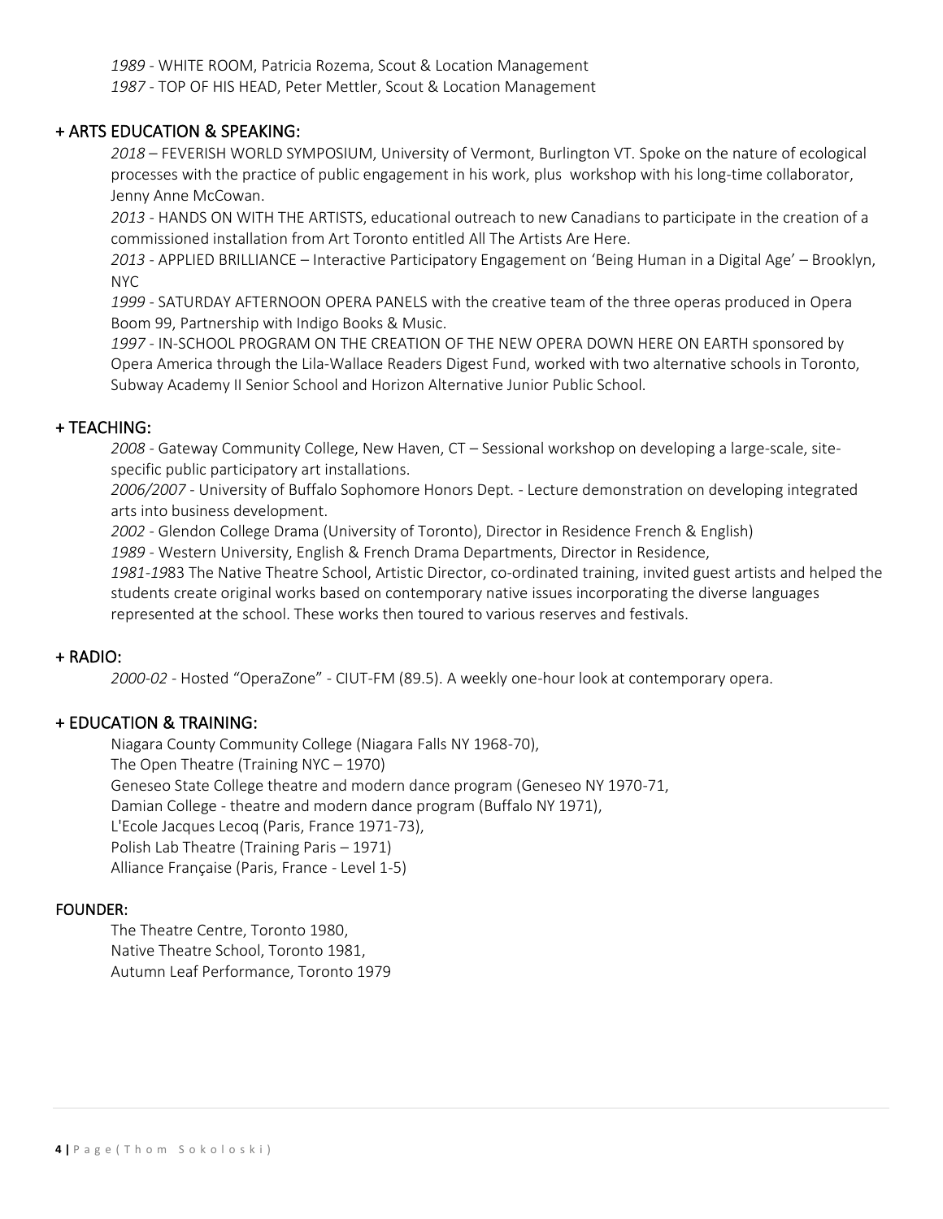*1989* - WHITE ROOM, Patricia Rozema, Scout & Location Management
*1987* - TOP OF HIS HEAD, Peter Mettler, Scout & Location Management

## + ARTS EDUCATION & SPEAKING:

*2018* – FEVERISH WORLD SYMPOSIUM, University of Vermont, Burlington VT. Spoke on the nature of ecological processes with the practice of public engagement in his work, plus workshop with his long-time collaborator, Jenny Anne McCowan.
*2013* - HANDS ON WITH THE ARTISTS, educational outreach to new Canadians to participate in the creation of a commissioned installation from Art Toronto entitled All The Artists Are Here.
*2013* - APPLIED BRILLIANCE – Interactive Participatory Engagement on 'Being Human in a Digital Age' – Brooklyn, NYC
*1999* - SATURDAY AFTERNOON OPERA PANELS with the creative team of the three operas produced in Opera Boom 99, Partnership with Indigo Books & Music.
*1997* - IN-SCHOOL PROGRAM ON THE CREATION OF THE NEW OPERA DOWN HERE ON EARTH sponsored by Opera America through the Lila-Wallace Readers Digest Fund, worked with two alternative schools in Toronto, Subway Academy II Senior School and Horizon Alternative Junior Public School.

## + TEACHING:

*2008* - Gateway Community College, New Haven, CT – Sessional workshop on developing a large-scale, site-specific public participatory art installations.
*2006/2007* - University of Buffalo Sophomore Honors Dept. - Lecture demonstration on developing integrated arts into business development.
*2002* - Glendon College Drama (University of Toronto), Director in Residence French & English)
*1989* - Western University, English & French Drama Departments, Director in Residence,
*1981-19*83 The Native Theatre School, Artistic Director, co-ordinated training, invited guest artists and helped the students create original works based on contemporary native issues incorporating the diverse languages represented at the school. These works then toured to various reserves and festivals.

## + RADIO:

*2000-02* - Hosted "OperaZone" - CIUT-FM (89.5). A weekly one-hour look at contemporary opera.

## + EDUCATION & TRAINING:

Niagara County Community College (Niagara Falls NY 1968-70),
The Open Theatre (Training NYC – 1970)
Geneseo State College theatre and modern dance program (Geneseo NY 1970-71,
Damian College - theatre and modern dance program (Buffalo NY 1971),
L'Ecole Jacques Lecoq (Paris, France 1971-73),
Polish Lab Theatre (Training Paris – 1971)
Alliance Française (Paris, France - Level 1-5)

## FOUNDER:

The Theatre Centre, Toronto 1980,
Native Theatre School, Toronto 1981,
Autumn Leaf Performance, Toronto 1979